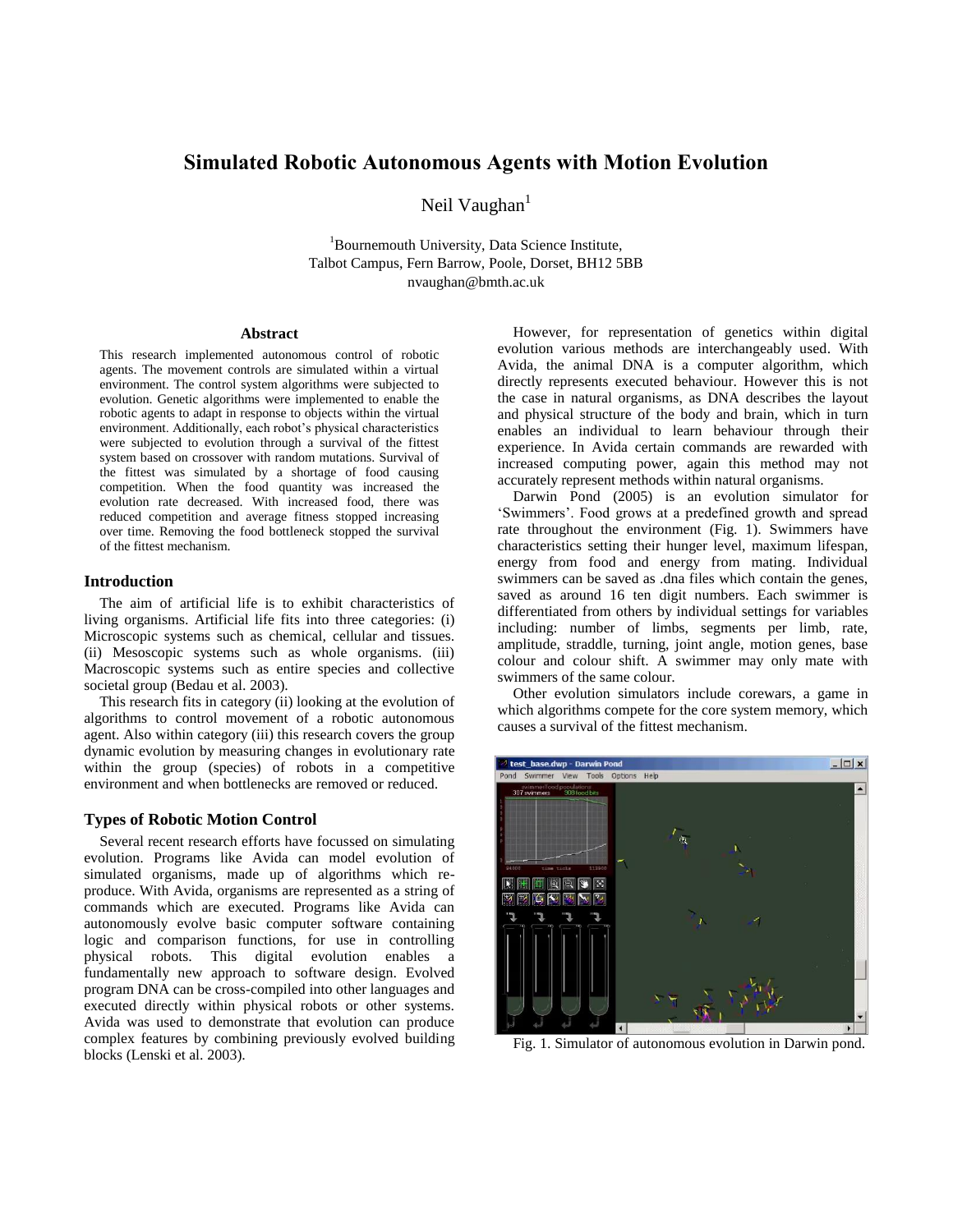# Simulated Robotic Autonomous Agents with Motion Evolution

Neil Vaughan[1]

[1]Bournemouth University, Data Science Institute,
Talbot Campus, Fern Barrow, Poole, Dorset, BH12 5BB
nvaughan@bmth.ac.uk

## Abstract

This research implemented autonomous control of robotic agents. The movement controls are simulated within a virtual environment. The control system algorithms were subjected to evolution. Genetic algorithms were implemented to enable the robotic agents to adapt in response to objects within the virtual environment. Additionally, each robot's physical characteristics were subjected to evolution through a survival of the fittest system based on crossover with random mutations. Survival of the fittest was simulated by a shortage of food causing competition. When the food quantity was increased the evolution rate decreased. With increased food, there was reduced competition and average fitness stopped increasing over time. Removing the food bottleneck stopped the survival of the fittest mechanism.

## Introduction

The aim of artificial life is to exhibit characteristics of living organisms. Artificial life fits into three categories: (i) Microscopic systems such as chemical, cellular and tissues. (ii) Mesoscopic systems such as whole organisms. (iii) Macroscopic systems such as entire species and collective societal group (Bedau et al. 2003).

This research fits in category (ii) looking at the evolution of algorithms to control movement of a robotic autonomous agent. Also within category (iii) this research covers the group dynamic evolution by measuring changes in evolutionary rate within the group (species) of robots in a competitive environment and when bottlenecks are removed or reduced.

## Types of Robotic Motion Control

Several recent research efforts have focussed on simulating evolution. Programs like Avida can model evolution of simulated organisms, made up of algorithms which re-produce. With Avida, organisms are represented as a string of commands which are executed. Programs like Avida can autonomously evolve basic computer software containing logic and comparison functions, for use in controlling physical robots. This digital evolution enables a fundamentally new approach to software design. Evolved program DNA can be cross-compiled into other languages and executed directly within physical robots or other systems. Avida was used to demonstrate that evolution can produce complex features by combining previously evolved building blocks (Lenski et al. 2003).

However, for representation of genetics within digital evolution various methods are interchangeably used. With Avida, the animal DNA is a computer algorithm, which directly represents executed behaviour. However this is not the case in natural organisms, as DNA describes the layout and physical structure of the body and brain, which in turn enables an individual to learn behaviour through their experience. In Avida certain commands are rewarded with increased computing power, again this method may not accurately represent methods within natural organisms.

Darwin Pond (2005) is an evolution simulator for 'Swimmers'. Food grows at a predefined growth and spread rate throughout the environment (Fig. 1). Swimmers have characteristics setting their hunger level, maximum lifespan, energy from food and energy from mating. Individual swimmers can be saved as .dna files which contain the genes, saved as around 16 ten digit numbers. Each swimmer is differentiated from others by individual settings for variables including: number of limbs, segments per limb, rate, amplitude, straddle, turning, joint angle, motion genes, base colour and colour shift. A swimmer may only mate with swimmers of the same colour.

Other evolution simulators include corewars, a game in which algorithms compete for the core system memory, which causes a survival of the fittest mechanism.

Fig. 1. Simulator of autonomous evolution in Darwin pond.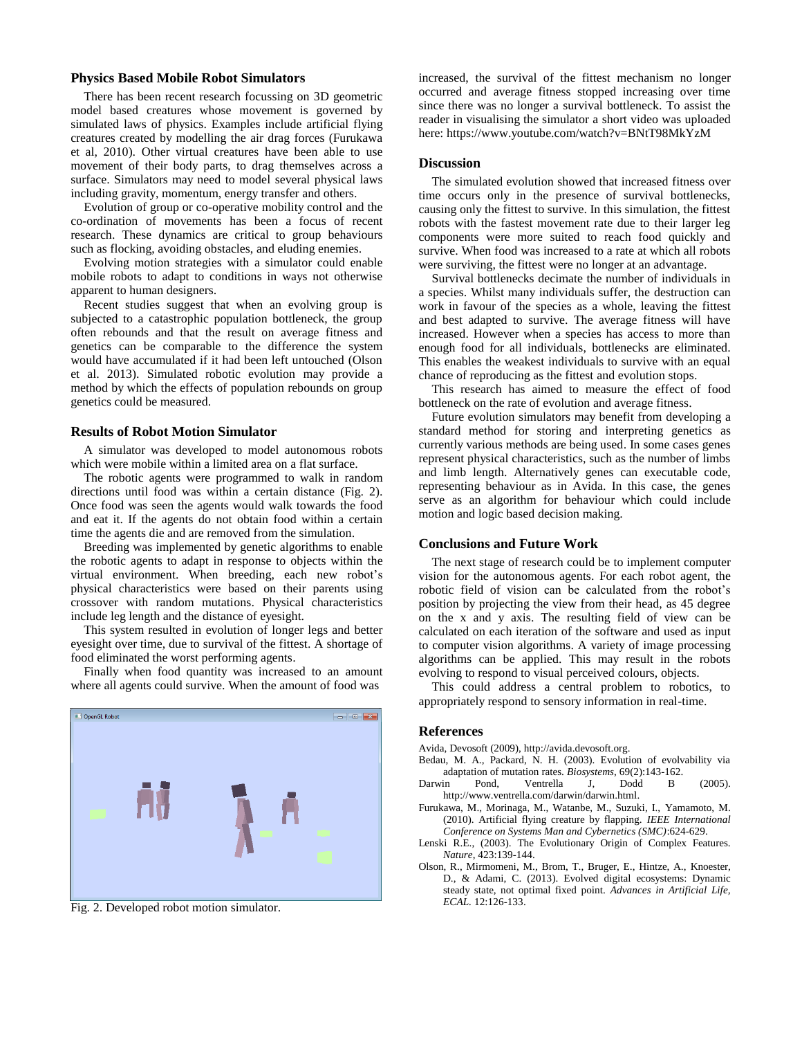## Physics Based Mobile Robot Simulators

There has been recent research focussing on 3D geometric model based creatures whose movement is governed by simulated laws of physics. Examples include artificial flying creatures created by modelling the air drag forces (Furukawa et al, 2010). Other virtual creatures have been able to use movement of their body parts, to drag themselves across a surface. Simulators may need to model several physical laws including gravity, momentum, energy transfer and others.

Evolution of group or co-operative mobility control and the co-ordination of movements has been a focus of recent research. These dynamics are critical to group behaviours such as flocking, avoiding obstacles, and eluding enemies.

Evolving motion strategies with a simulator could enable mobile robots to adapt to conditions in ways not otherwise apparent to human designers.

Recent studies suggest that when an evolving group is subjected to a catastrophic population bottleneck, the group often rebounds and that the result on average fitness and genetics can be comparable to the difference the system would have accumulated if it had been left untouched (Olson et al. 2013). Simulated robotic evolution may provide a method by which the effects of population rebounds on group genetics could be measured.

## Results of Robot Motion Simulator

A simulator was developed to model autonomous robots which were mobile within a limited area on a flat surface.

The robotic agents were programmed to walk in random directions until food was within a certain distance (Fig. 2). Once food was seen the agents would walk towards the food and eat it. If the agents do not obtain food within a certain time the agents die and are removed from the simulation.

Breeding was implemented by genetic algorithms to enable the robotic agents to adapt in response to objects within the virtual environment. When breeding, each new robot's physical characteristics were based on their parents using crossover with random mutations. Physical characteristics include leg length and the distance of eyesight.

This system resulted in evolution of longer legs and better eyesight over time, due to survival of the fittest. A shortage of food eliminated the worst performing agents.

Finally when food quantity was increased to an amount where all agents could survive. When the amount of food was increased, the survival of the fittest mechanism no longer occurred and average fitness stopped increasing over time since there was no longer a survival bottleneck. To assist the reader in visualising the simulator a short video was uploaded here: https://www.youtube.com/watch?v=BNtT98MkYzM

OpenGL Robot

Fig. 2. Developed robot motion simulator.

## Discussion

The simulated evolution showed that increased fitness over time occurs only in the presence of survival bottlenecks, causing only the fittest to survive. In this simulation, the fittest robots with the fastest movement rate due to their larger leg components were more suited to reach food quickly and survive. When food was increased to a rate at which all robots were surviving, the fittest were no longer at an advantage.

Survival bottlenecks decimate the number of individuals in a species. Whilst many individuals suffer, the destruction can work in favour of the species as a whole, leaving the fittest and best adapted to survive. The average fitness will have increased. However when a species has access to more than enough food for all individuals, bottlenecks are eliminated. This enables the weakest individuals to survive with an equal chance of reproducing as the fittest and evolution stops.

This research has aimed to measure the effect of food bottleneck on the rate of evolution and average fitness.

Future evolution simulators may benefit from developing a standard method for storing and interpreting genetics as currently various methods are being used. In some cases genes represent physical characteristics, such as the number of limbs and limb length. Alternatively genes can executable code, representing behaviour as in Avida. In this case, the genes serve as an algorithm for behaviour which could include motion and logic based decision making.

## Conclusions and Future Work

The next stage of research could be to implement computer vision for the autonomous agents. For each robot agent, the robotic field of vision can be calculated from the robot's position by projecting the view from their head, as 45 degree on the x and y axis. The resulting field of view can be calculated on each iteration of the software and used as input to computer vision algorithms. A variety of image processing algorithms can be applied. This may result in the robots evolving to respond to visual perceived colours, objects.

This could address a central problem to robotics, to appropriately respond to sensory information in real-time.

## References

Avida, Devosoft (2009), http://avida.devosoft.org.

Bedau, M. A., Packard, N. H. (2003). Evolution of evolvability via adaptation of mutation rates. *Biosystems*, 69(2):143-162.

Darwin Pond, Ventrella J, Dodd B (2005). http://www.ventrella.com/darwin/darwin.html.

Furukawa, M., Morinaga, M., Watanbe, M., Suzuki, I., Yamamoto, M. (2010). Artificial flying creature by flapping. *IEEE International Conference on Systems Man and Cybernetics (SMC)*:624-629.

Lenski R.E., (2003). The Evolutionary Origin of Complex Features. *Nature*, 423:139-144.

Olson, R., Mirmomeni, M., Brom, T., Bruger, E., Hintze, A., Knoester, D., & Adami, C. (2013). Evolved digital ecosystems: Dynamic steady state, not optimal fixed point. *Advances in Artificial Life, ECAL*. 12:126-133.